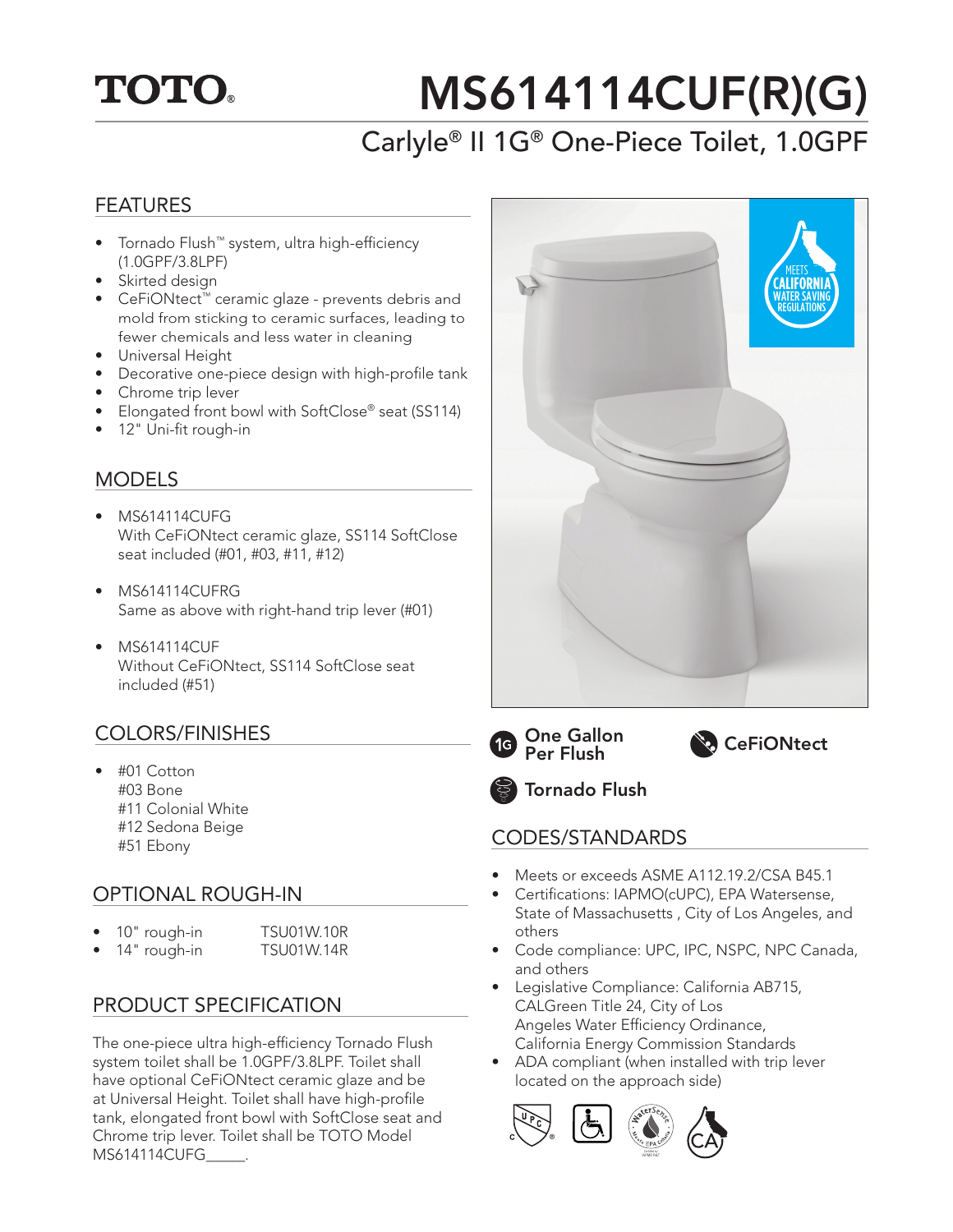# TOTO

# MS614114CUF(R)(G)

## Carlyle® II 1G® One-Piece Toilet, 1.0GPF

## FEATURES

- Tornado Flush™ system, ultra high-efficiency (1.0GPF/3.8LPF)
- Skirted design
- CeFiONtect™ ceramic glaze - prevents debris and mold from sticking to ceramic surfaces, leading to fewer chemicals and less water in cleaning
- Universal Height
- Decorative one-piece design with high-profile tank
- Chrome trip lever
- Elongated front bowl with SoftClose® seat (SS114)
- 12" Uni-fit rough-in

## MODELS

- MS614114CUFG
  With CeFiONtect ceramic glaze, SS114 SoftClose seat included (#01, #03, #11, #12)
- MS614114CUFRG
  Same as above with right-hand trip lever (#01)
- MS614114CUF
  Without CeFiONtect, SS114 SoftClose seat included (#51)

## COLORS/FINISHES

- #01 Cotton
  #03 Bone
  #11 Colonial White
  #12 Sedona Beige
  #51 Ebony

## OPTIONAL ROUGH-IN

| | |
|---|---|
| 10" rough-in | TSU01W.10R |
| 14" rough-in | TSU01W.14R |

## PRODUCT SPECIFICATION

The one-piece ultra high-efficiency Tornado Flush system toilet shall be 1.0GPF/3.8LPF. Toilet shall have optional CeFiONtect ceramic glaze and be at Universal Height. Toilet shall have high-profile tank, elongated front bowl with SoftClose seat and Chrome trip lever. Toilet shall be TOTO Model MS614114CUFG_____.

MEETS CALIFORNIA WATER SAVING REGULATIONS

One Gallon Per Flush

CeFiONtect

Tornado Flush

## CODES/STANDARDS

- Meets or exceeds ASME A112.19.2/CSA B45.1
- Certifications: IAPMO(cUPC), EPA Watersense, State of Massachusetts , City of Los Angeles, and others
- Code compliance: UPC, IPC, NSPC, NPC Canada, and others
- Legislative Compliance: California AB715, CALGreen Title 24, City of Los Angeles Water Efficiency Ordinance, California Energy Commission Standards
- ADA compliant (when installed with trip lever located on the approach side)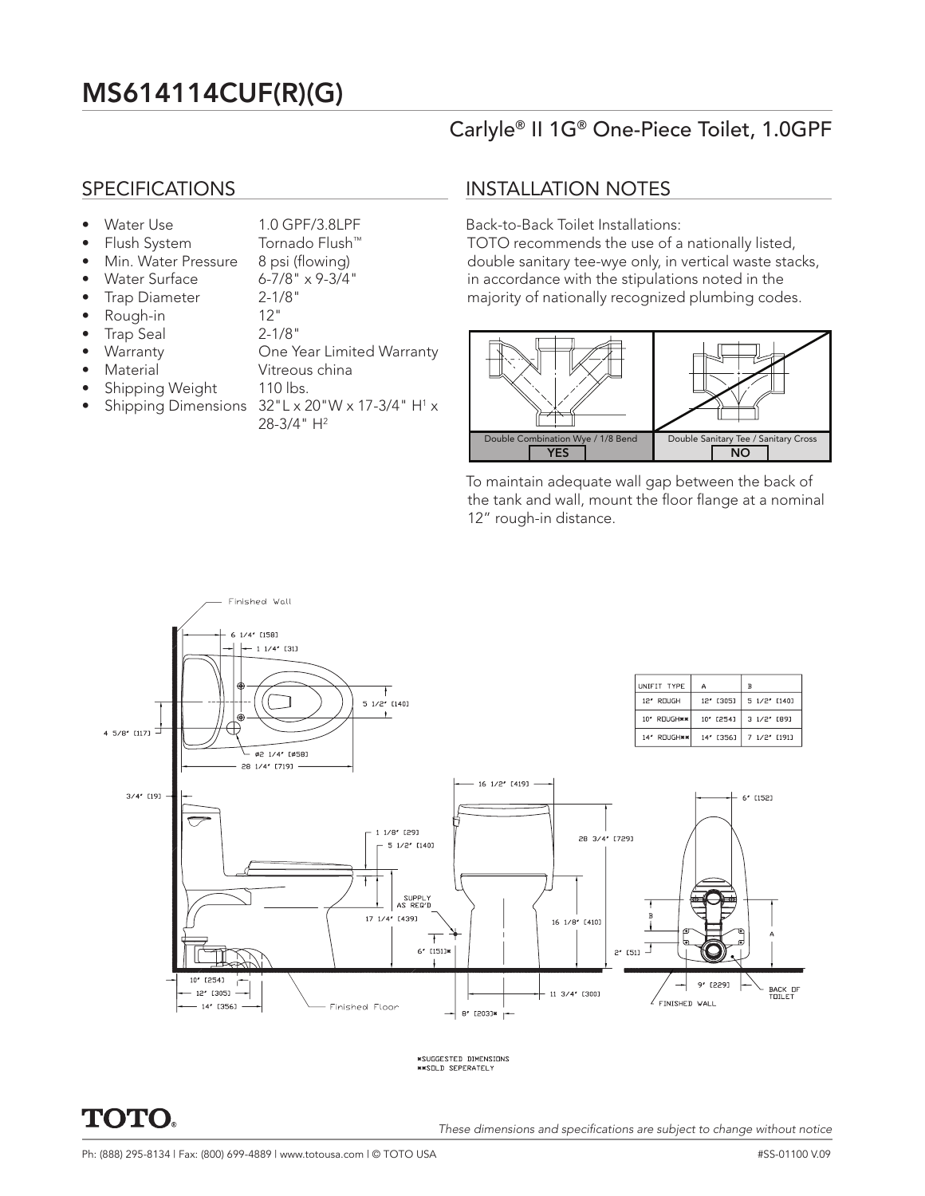# MS614114CUF(R)(G)

## Carlyle® II 1G® One-Piece Toilet, 1.0GPF

## SPECIFICATIONS

- Water Use 1.0 GPF/3.8LPF
- Flush System Tornado Flush™
- Min. Water Pressure 8 psi (flowing)
- Water Surface 6-7/8" x 9-3/4"
- Trap Diameter 2-1/8"
- Rough-in 12"
- Trap Seal 2-1/8"
- Warranty One Year Limited Warranty
- Material Vitreous china
- Shipping Weight 110 lbs.
- Shipping Dimensions 32"L x 20"W x 17-3/4" H[1] x 28-3/4" H[2]

## INSTALLATION NOTES

Back-to-Back Toilet Installations:
TOTO recommends the use of a nationally listed, double sanitary tee-wye only, in vertical waste stacks, in accordance with the stipulations noted in the majority of nationally recognized plumbing codes.

Double Combination Wye / 1/8 Bend
YES

Double Sanitary Tee / Sanitary Cross
NO

To maintain adequate wall gap between the back of the tank and wall, mount the floor flange at a nominal 12" rough-in distance.

Finished Wall
6 1/4" [158]
1 1/4" [31]
5 1/2" [140]
4 5/8" [117]
ø2 1/4" [ø58]
28 1/4" [719]

| UNIFIT TYPE | A | B |
|---|---|---|
| 12" ROUGH | 12" [305] | 5 1/2" [140] |
| 10" ROUGH** | 10" [254] | 3 1/2" [89] |
| 14" ROUGH** | 14" [356] | 7 1/2" [191] |

3/4" [19]
16 1/2" [419]
6" [152]
1 1/8" [29]
5 1/2" [140]
28 3/4" [729]
SUPPLY AS REQ'D
17 1/4" [439]
16 1/8" [410]
B
A
6" [151]*
2" [51]
10" [254]
12" [305]
14" [356]
Finished Floor
11 3/4" [300]
9" [229]
BACK OF TOILET
FINISHED WALL
8" [203]*

*SUGGESTED DIMENSIONS
**SOLD SEPERATELY

TOTO®

*These dimensions and specifications are subject to change without notice*

Ph: (888) 295-8134 | Fax: (800) 699-4889 | www.totousa.com | © TOTO USA

#SS-01100 V.09